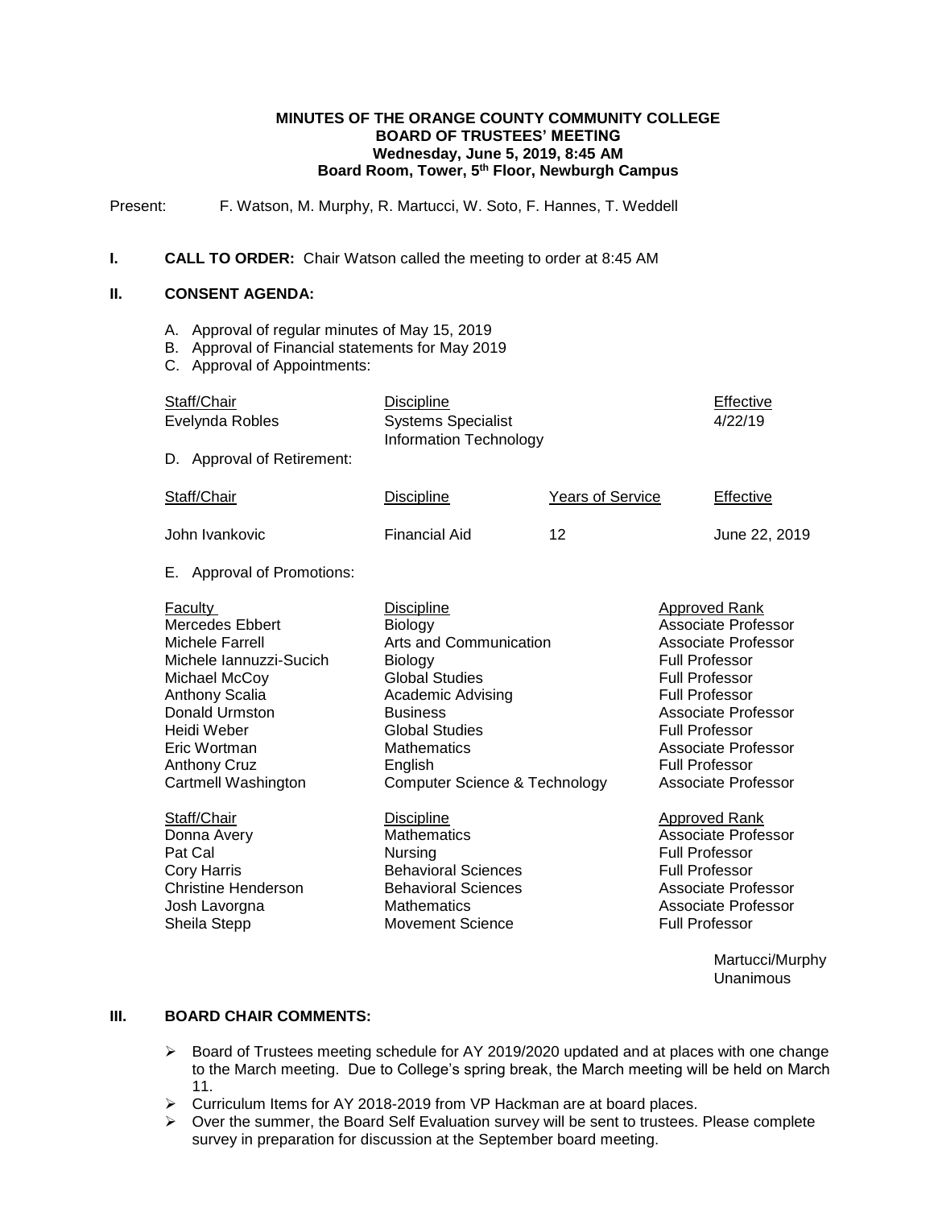**MINUTES OF THE ORANGE COUNTY COMMUNITY COLLEGE**
**BOARD OF TRUSTEES' MEETING**
**Wednesday, June 5, 2019, 8:45 AM**
**Board Room, Tower, 5th Floor, Newburgh Campus**

Present: F. Watson, M. Murphy, R. Martucci, W. Soto, F. Hannes, T. Weddell

**I. CALL TO ORDER:** Chair Watson called the meeting to order at 8:45 AM

**II. CONSENT AGENDA:**

A. Approval of regular minutes of May 15, 2019
B. Approval of Financial statements for May 2019
C. Approval of Appointments:

| Staff/Chair | Discipline | Effective |
|---|---|---|
| Evelynda Robles | Systems Specialist Information Technology | 4/22/19 |

D. Approval of Retirement:

| Staff/Chair | Discipline | Years of Service | Effective |
|---|---|---|---|
| John Ivankovic | Financial Aid | 12 | June 22, 2019 |

E. Approval of Promotions:

| Faculty | Discipline | Approved Rank |
|---|---|---|
| Mercedes Ebbert | Biology | Associate Professor |
| Michele Farrell | Arts and Communication | Associate Professor |
| Michele Iannuzzi-Sucich | Biology | Full Professor |
| Michael McCoy | Global Studies | Full Professor |
| Anthony Scalia | Academic Advising | Full Professor |
| Donald Urmston | Business | Associate Professor |
| Heidi Weber | Global Studies | Full Professor |
| Eric Wortman | Mathematics | Associate Professor |
| Anthony Cruz | English | Full Professor |
| Cartmell Washington | Computer Science & Technology | Associate Professor |

| Staff/Chair | Discipline | Approved Rank |
|---|---|---|
| Donna Avery | Mathematics | Associate Professor |
| Pat Cal | Nursing | Full Professor |
| Cory Harris | Behavioral Sciences | Full Professor |
| Christine Henderson | Behavioral Sciences | Associate Professor |
| Josh Lavorgna | Mathematics | Associate Professor |
| Sheila Stepp | Movement Science | Full Professor |

Martucci/Murphy
Unanimous

**III. BOARD CHAIR COMMENTS:**

- Board of Trustees meeting schedule for AY 2019/2020 updated and at places with one change to the March meeting. Due to College's spring break, the March meeting will be held on March 11.
- Curriculum Items for AY 2018-2019 from VP Hackman are at board places.
- Over the summer, the Board Self Evaluation survey will be sent to trustees. Please complete survey in preparation for discussion at the September board meeting.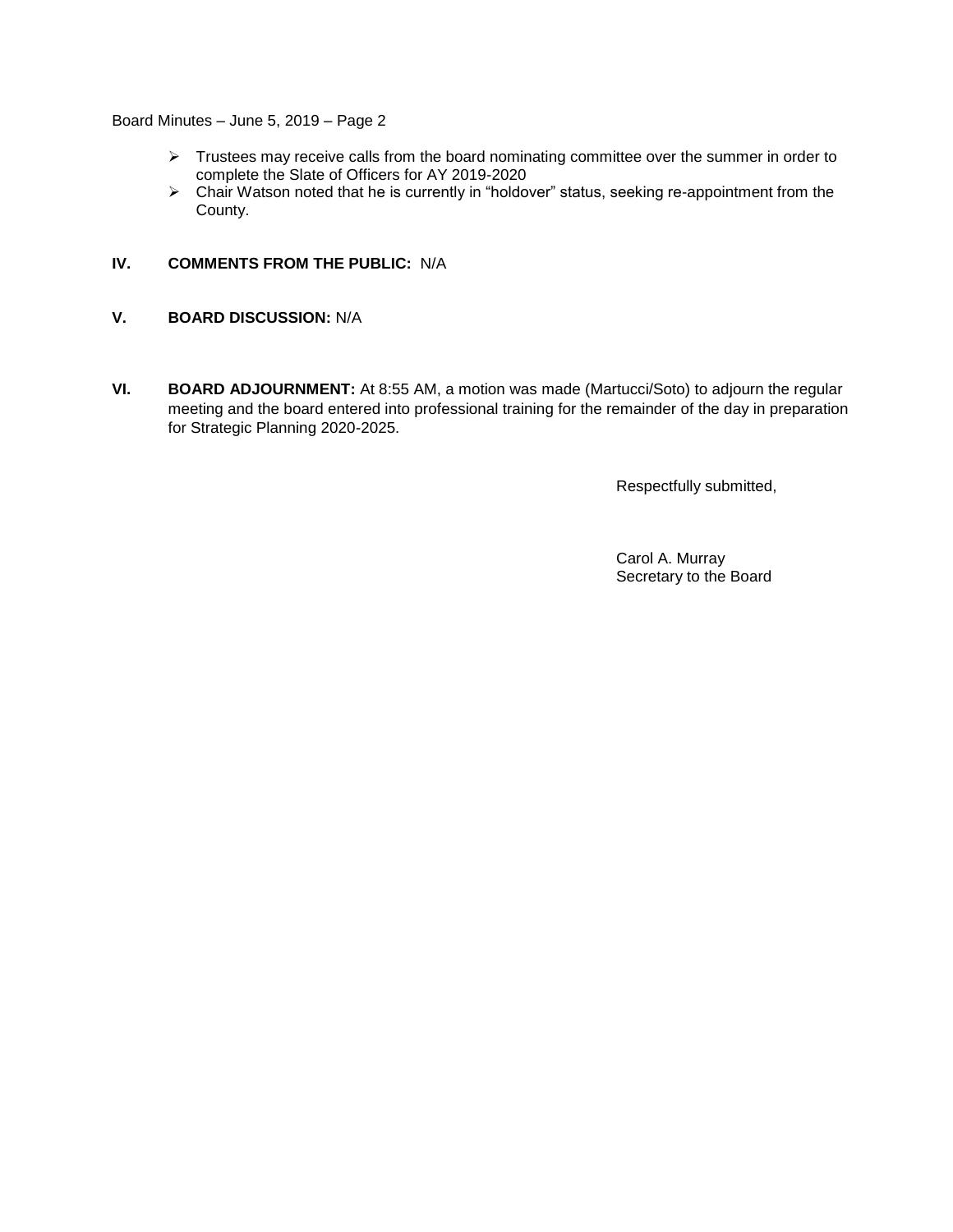- Trustees may receive calls from the board nominating committee over the summer in order to complete the Slate of Officers for AY 2019-2020
- Chair Watson noted that he is currently in "holdover" status, seeking re-appointment from the County.

**IV. COMMENTS FROM THE PUBLIC:** N/A

**V. BOARD DISCUSSION:** N/A

**VI. BOARD ADJOURNMENT:** At 8:55 AM, a motion was made (Martucci/Soto) to adjourn the regular meeting and the board entered into professional training for the remainder of the day in preparation for Strategic Planning 2020-2025.

Respectfully submitted,

Carol A. Murray
Secretary to the Board